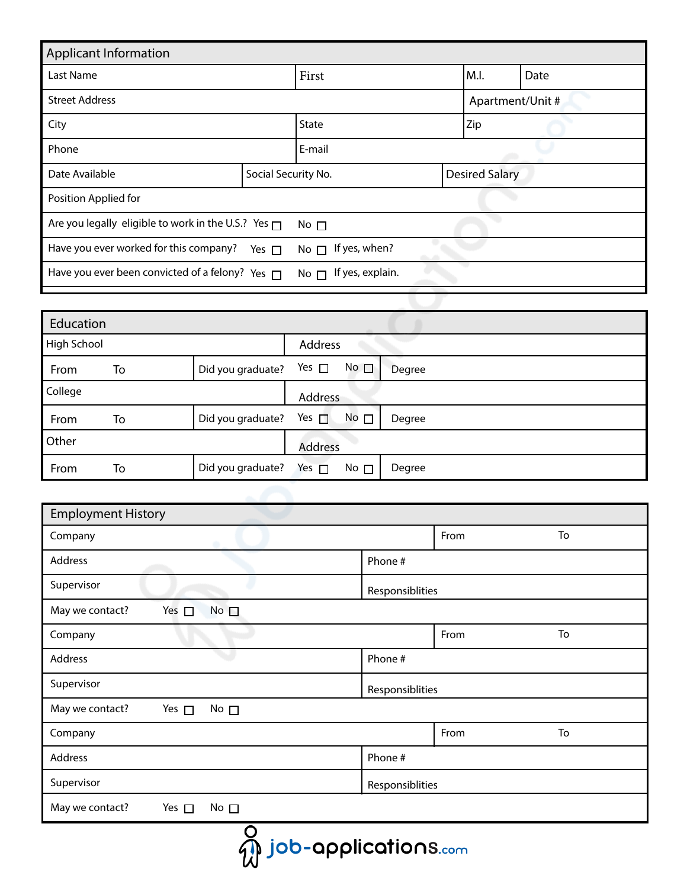## Applicant Information

| Last Name | First | M.I. | Date |
|---|---|---|---|
| Street Address | | Apartment/Unit # | |
| City | State | Zip | |
| Phone | E-mail | | |
| Date Available | Social Security No. | Desired Salary | |

Position Applied for

Are you legally eligible to work in the U.S.? Yes ☐ No ☐

Have you ever worked for this company? Yes ☐ No ☐ If yes, when?

Have you ever been convicted of a felony? Yes ☐ No ☐ If yes, explain.

## Education

| High School | | Address | |
|---|---|---|---|
| From To | Did you graduate? | Yes ☐ No ☐ | Degree |
| College | | Address | |
| From To | Did you graduate? | Yes ☐ No ☐ | Degree |
| Other | | Address | |
| From To | Did you graduate? | Yes ☐ No ☐ | Degree |

## Employment History

| Company | From | To |
|---|---|---|
| Address | Phone # | |
| Supervisor | Responsiblities | |
| May we contact? Yes ☐ No ☐ | | |
| Company | From | To |
| Address | Phone # | |
| Supervisor | Responsiblities | |
| May we contact? Yes ☐ No ☐ | | |
| Company | From | To |
| Address | Phone # | |
| Supervisor | Responsiblities | |
| May we contact? Yes ☐ No ☐ | | |

job-applications.com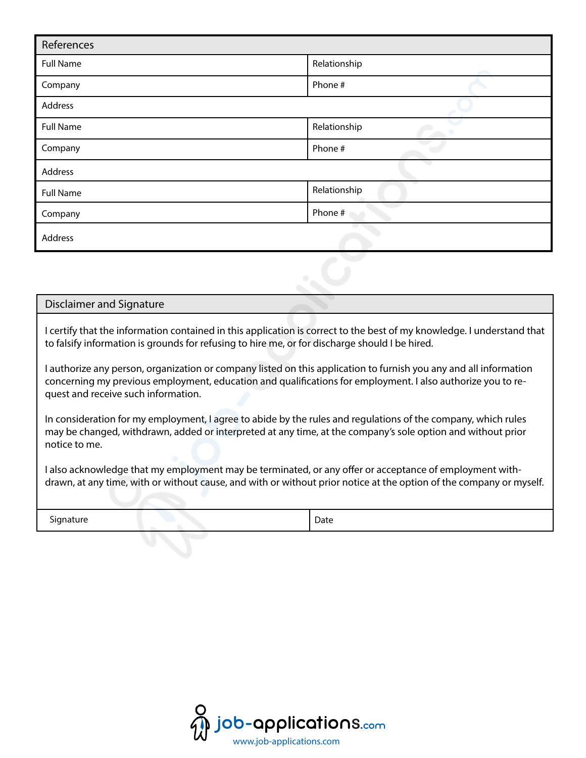## References

| | |
|---|---|
| Full Name | Relationship |
| Company | Phone # |
| Address | |
| Full Name | Relationship |
| Company | Phone # |
| Address | |
| Full Name | Relationship |
| Company | Phone # |
| Address | |

## Disclaimer and Signature

I certify that the information contained in this application is correct to the best of my knowledge. I understand that to falsify information is grounds for refusing to hire me, or for discharge should I be hired.

I authorize any person, organization or company listed on this application to furnish you any and all information concerning my previous employment, education and qualifications for employment. I also authorize you to request and receive such information.

In consideration for my employment, I agree to abide by the rules and regulations of the company, which rules may be changed, withdrawn, added or interpreted at any time, at the company's sole option and without prior notice to me.

I also acknowledge that my employment may be terminated, or any offer or acceptance of employment withdrawn, at any time, with or without cause, and with or without prior notice at the option of the company or myself.

| | |
|---|---|
| Signature | Date |

job-applications.com
www.job-applications.com